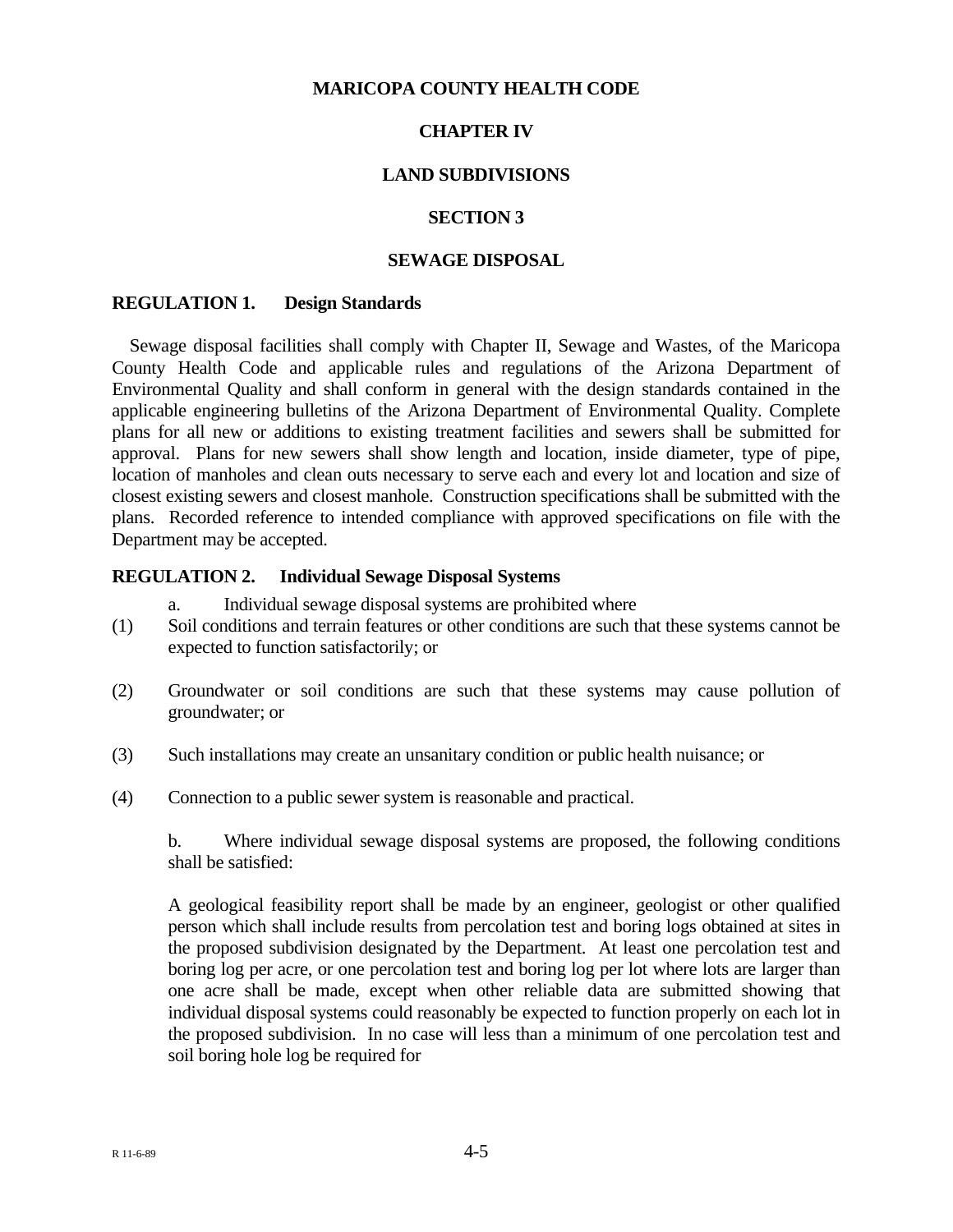# MARICOPA COUNTY HEALTH CODE

## CHAPTER IV

## LAND SUBDIVISIONS

## SECTION 3

## SEWAGE DISPOSAL

### REGULATION 1. Design Standards

Sewage disposal facilities shall comply with Chapter II, Sewage and Wastes, of the Maricopa County Health Code and applicable rules and regulations of the Arizona Department of Environmental Quality and shall conform in general with the design standards contained in the applicable engineering bulletins of the Arizona Department of Environmental Quality. Complete plans for all new or additions to existing treatment facilities and sewers shall be submitted for approval. Plans for new sewers shall show length and location, inside diameter, type of pipe, location of manholes and clean outs necessary to serve each and every lot and location and size of closest existing sewers and closest manhole. Construction specifications shall be submitted with the plans. Recorded reference to intended compliance with approved specifications on file with the Department may be accepted.

### REGULATION 2. Individual Sewage Disposal Systems

a. Individual sewage disposal systems are prohibited where

(1) Soil conditions and terrain features or other conditions are such that these systems cannot be expected to function satisfactorily; or

(2) Groundwater or soil conditions are such that these systems may cause pollution of groundwater; or

(3) Such installations may create an unsanitary condition or public health nuisance; or

(4) Connection to a public sewer system is reasonable and practical.

b. Where individual sewage disposal systems are proposed, the following conditions shall be satisfied:

A geological feasibility report shall be made by an engineer, geologist or other qualified person which shall include results from percolation test and boring logs obtained at sites in the proposed subdivision designated by the Department. At least one percolation test and boring log per acre, or one percolation test and boring log per lot where lots are larger than one acre shall be made, except when other reliable data are submitted showing that individual disposal systems could reasonably be expected to function properly on each lot in the proposed subdivision. In no case will less than a minimum of one percolation test and soil boring hole log be required for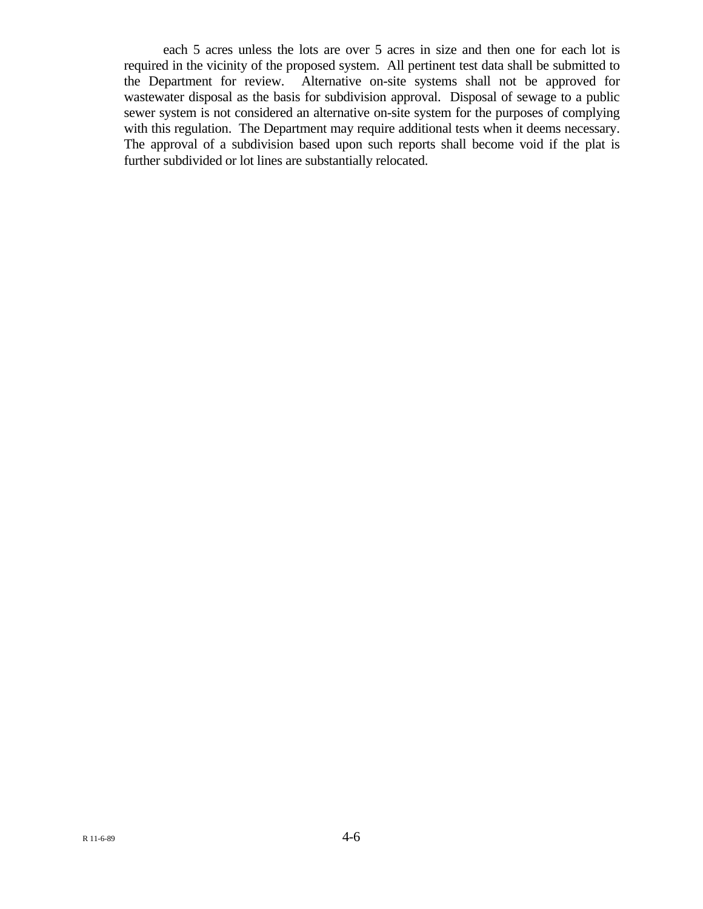each 5 acres unless the lots are over 5 acres in size and then one for each lot is required in the vicinity of the proposed system. All pertinent test data shall be submitted to the Department for review. Alternative on-site systems shall not be approved for wastewater disposal as the basis for subdivision approval. Disposal of sewage to a public sewer system is not considered an alternative on-site system for the purposes of complying with this regulation. The Department may require additional tests when it deems necessary. The approval of a subdivision based upon such reports shall become void if the plat is further subdivided or lot lines are substantially relocated.